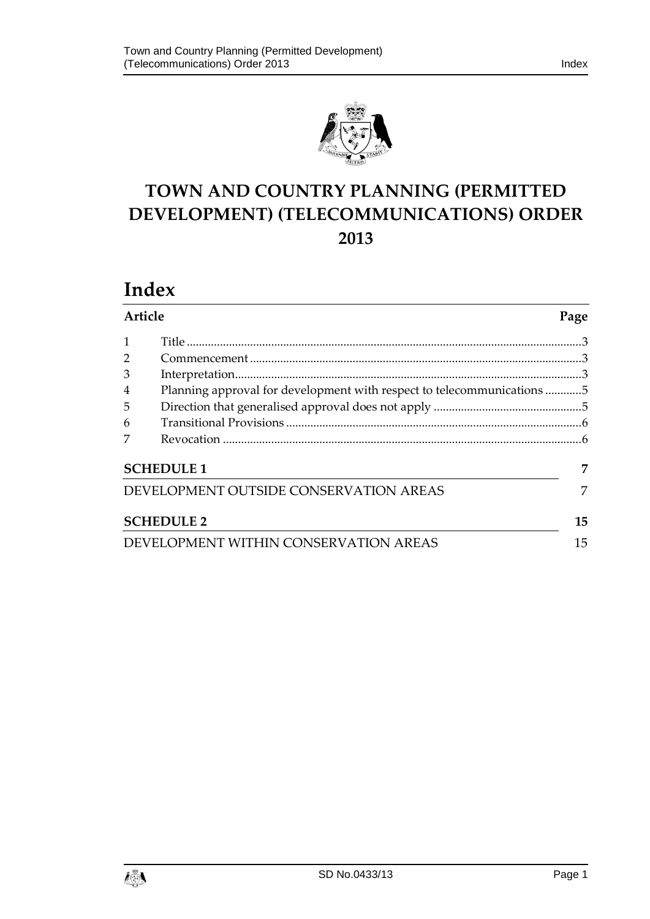# TOWN AND COUNTRY PLANNING (PERMITTED DEVELOPMENT) (TELECOMMUNICATIONS) ORDER 2013

## Index

| Article | | Page |
| --- | --- | --- |
| 1 | Title | 3 |
| 2 | Commencement | 3 |
| 3 | Interpretation | 3 |
| 4 | Planning approval for development with respect to telecommunications | 5 |
| 5 | Direction that generalised approval does not apply | 5 |
| 6 | Transitional Provisions | 6 |
| 7 | Revocation | 6 |

| | Page |
| --- | --- |
| **SCHEDULE 1** | **7** |
| DEVELOPMENT OUTSIDE CONSERVATION AREAS | 7 |
| **SCHEDULE 2** | **15** |
| DEVELOPMENT WITHIN CONSERVATION AREAS | 15 |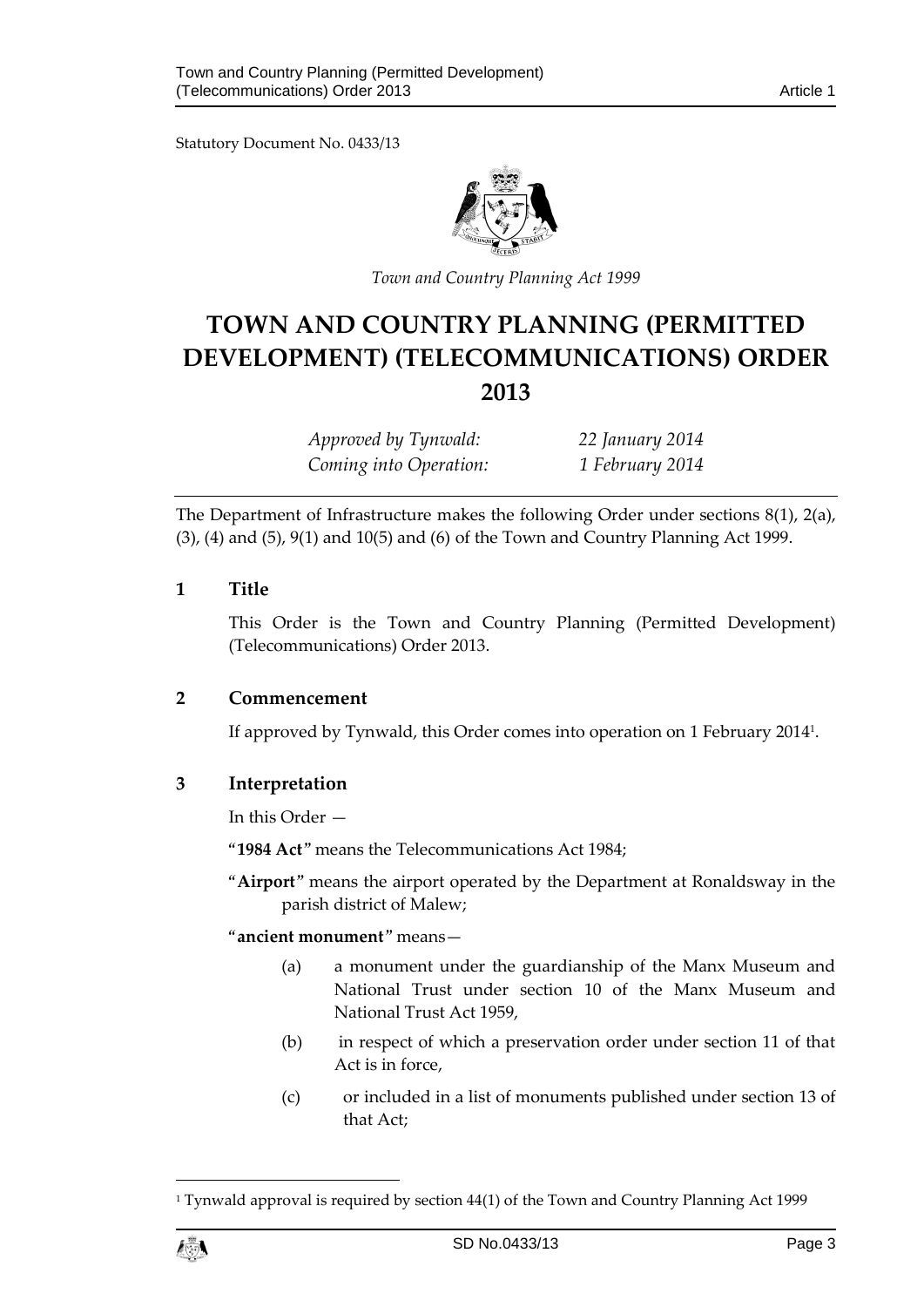Statutory Document No. 0433/13

*Town and Country Planning Act 1999*

# TOWN AND COUNTRY PLANNING (PERMITTED DEVELOPMENT) (TELECOMMUNICATIONS) ORDER 2013

*Approved by Tynwald:* *22 January 2014*
*Coming into Operation:* *1 February 2014*

The Department of Infrastructure makes the following Order under sections 8(1), 2(a), (3), (4) and (5), 9(1) and 10(5) and (6) of the Town and Country Planning Act 1999.

## 1 Title

This Order is the Town and Country Planning (Permitted Development) (Telecommunications) Order 2013.

## 2 Commencement

If approved by Tynwald, this Order comes into operation on 1 February 2014[1].

## 3 Interpretation

In this Order —

"**1984 Act**" means the Telecommunications Act 1984;

"**Airport**" means the airport operated by the Department at Ronaldsway in the parish district of Malew;

"**ancient monument**" means—

(a) a monument under the guardianship of the Manx Museum and National Trust under section 10 of the Manx Museum and National Trust Act 1959,

(b) in respect of which a preservation order under section 11 of that Act is in force,

(c) or included in a list of monuments published under section 13 of that Act;

[1] Tynwald approval is required by section 44(1) of the Town and Country Planning Act 1999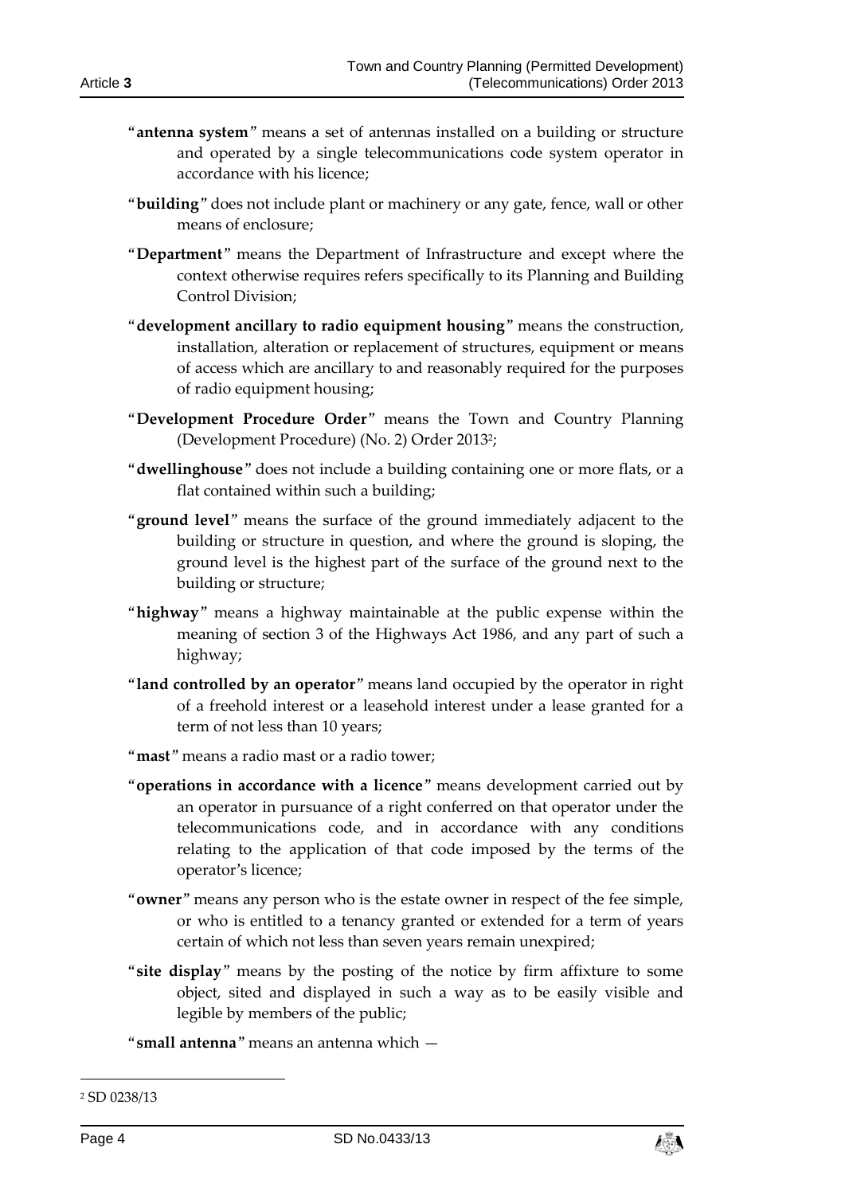"**antenna system**" means a set of antennas installed on a building or structure and operated by a single telecommunications code system operator in accordance with his licence;

"**building**" does not include plant or machinery or any gate, fence, wall or other means of enclosure;

"**Department**" means the Department of Infrastructure and except where the context otherwise requires refers specifically to its Planning and Building Control Division;

"**development ancillary to radio equipment housing**" means the construction, installation, alteration or replacement of structures, equipment or means of access which are ancillary to and reasonably required for the purposes of radio equipment housing;

"**Development Procedure Order**" means the Town and Country Planning (Development Procedure) (No. 2) Order 2013[2];

"**dwellinghouse**" does not include a building containing one or more flats, or a flat contained within such a building;

"**ground level**" means the surface of the ground immediately adjacent to the building or structure in question, and where the ground is sloping, the ground level is the highest part of the surface of the ground next to the building or structure;

"**highway**" means a highway maintainable at the public expense within the meaning of section 3 of the Highways Act 1986, and any part of such a highway;

"**land controlled by an operator**" means land occupied by the operator in right of a freehold interest or a leasehold interest under a lease granted for a term of not less than 10 years;

"**mast**" means a radio mast or a radio tower;

"**operations in accordance with a licence**" means development carried out by an operator in pursuance of a right conferred on that operator under the telecommunications code, and in accordance with any conditions relating to the application of that code imposed by the terms of the operator's licence;

"**owner**" means any person who is the estate owner in respect of the fee simple, or who is entitled to a tenancy granted or extended for a term of years certain of which not less than seven years remain unexpired;

"**site display**" means by the posting of the notice by firm affixture to some object, sited and displayed in such a way as to be easily visible and legible by members of the public;

"**small antenna**" means an antenna which —

[2] SD 0238/13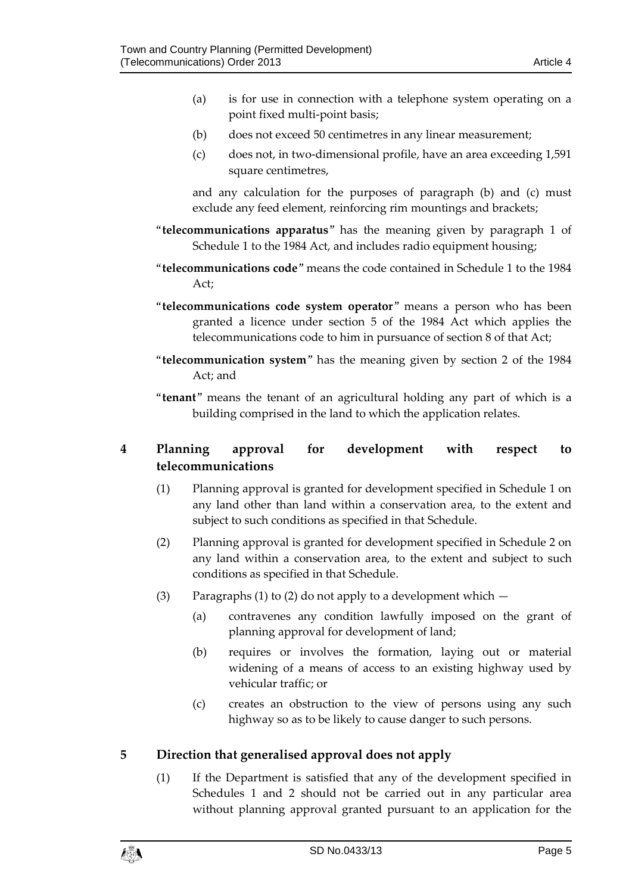(a) is for use in connection with a telephone system operating on a point fixed multi-point basis;

(b) does not exceed 50 centimetres in any linear measurement;

(c) does not, in two-dimensional profile, have an area exceeding 1,591 square centimetres,

and any calculation for the purposes of paragraph (b) and (c) must exclude any feed element, reinforcing rim mountings and brackets;

"**telecommunications apparatus**" has the meaning given by paragraph 1 of Schedule 1 to the 1984 Act, and includes radio equipment housing;

"**telecommunications code**" means the code contained in Schedule 1 to the 1984 Act;

"**telecommunications code system operator**" means a person who has been granted a licence under section 5 of the 1984 Act which applies the telecommunications code to him in pursuance of section 8 of that Act;

"**telecommunication system**" has the meaning given by section 2 of the 1984 Act; and

"**tenant**" means the tenant of an agricultural holding any part of which is a building comprised in the land to which the application relates.

## 4 Planning approval for development with respect to telecommunications

(1) Planning approval is granted for development specified in Schedule 1 on any land other than land within a conservation area, to the extent and subject to such conditions as specified in that Schedule.

(2) Planning approval is granted for development specified in Schedule 2 on any land within a conservation area, to the extent and subject to such conditions as specified in that Schedule.

(3) Paragraphs (1) to (2) do not apply to a development which —

(a) contravenes any condition lawfully imposed on the grant of planning approval for development of land;

(b) requires or involves the formation, laying out or material widening of a means of access to an existing highway used by vehicular traffic; or

(c) creates an obstruction to the view of persons using any such highway so as to be likely to cause danger to such persons.

## 5 Direction that generalised approval does not apply

(1) If the Department is satisfied that any of the development specified in Schedules 1 and 2 should not be carried out in any particular area without planning approval granted pursuant to an application for the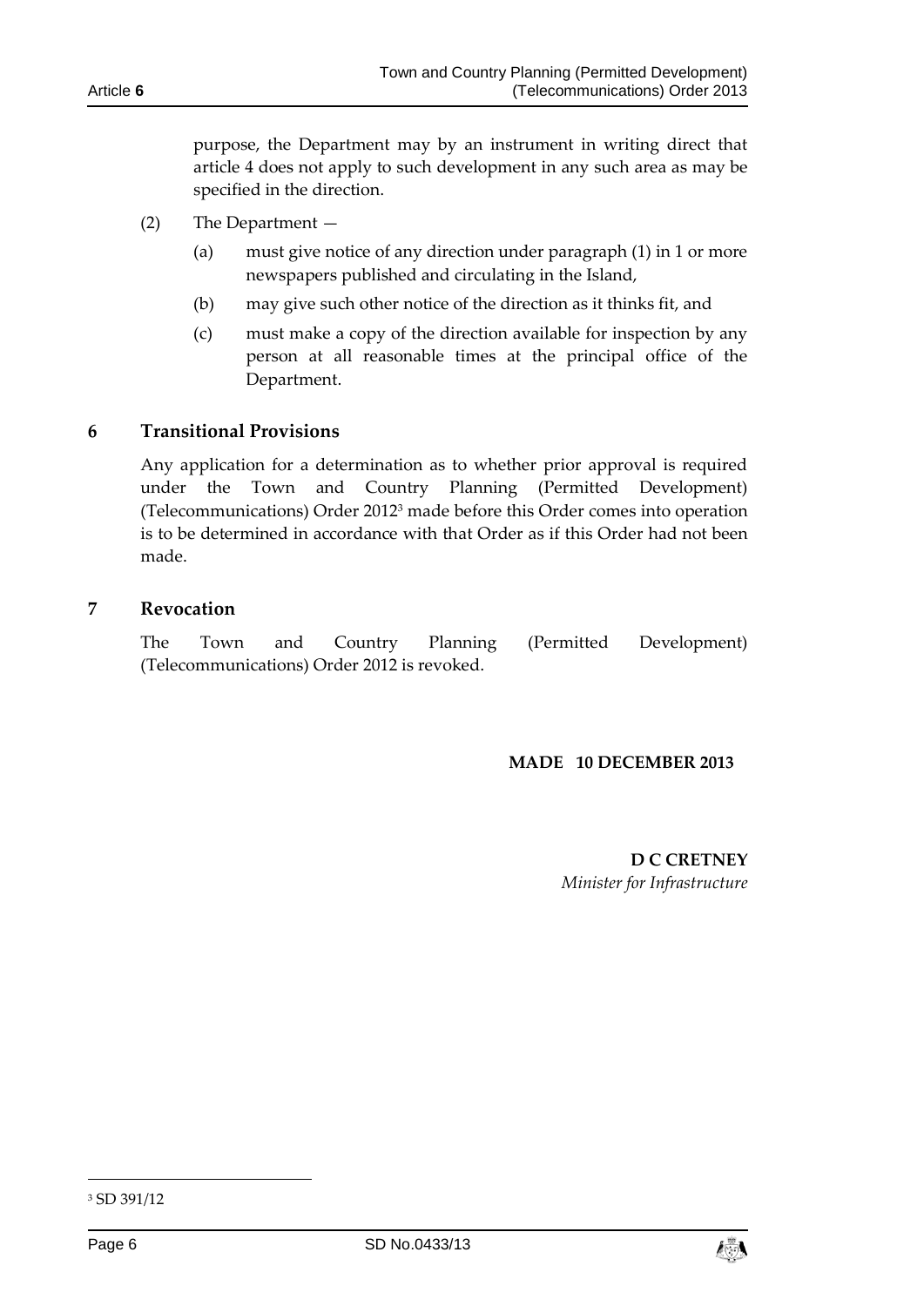purpose, the Department may by an instrument in writing direct that article 4 does not apply to such development in any such area as may be specified in the direction.

(2) The Department —

(a) must give notice of any direction under paragraph (1) in 1 or more newspapers published and circulating in the Island,

(b) may give such other notice of the direction as it thinks fit, and

(c) must make a copy of the direction available for inspection by any person at all reasonable times at the principal office of the Department.

## 6 Transitional Provisions

Any application for a determination as to whether prior approval is required under the Town and Country Planning (Permitted Development) (Telecommunications) Order 2012[3] made before this Order comes into operation is to be determined in accordance with that Order as if this Order had not been made.

## 7 Revocation

The Town and Country Planning (Permitted Development) (Telecommunications) Order 2012 is revoked.

**MADE 10 DECEMBER 2013**

**D C CRETNEY**
*Minister for Infrastructure*

[3] SD 391/12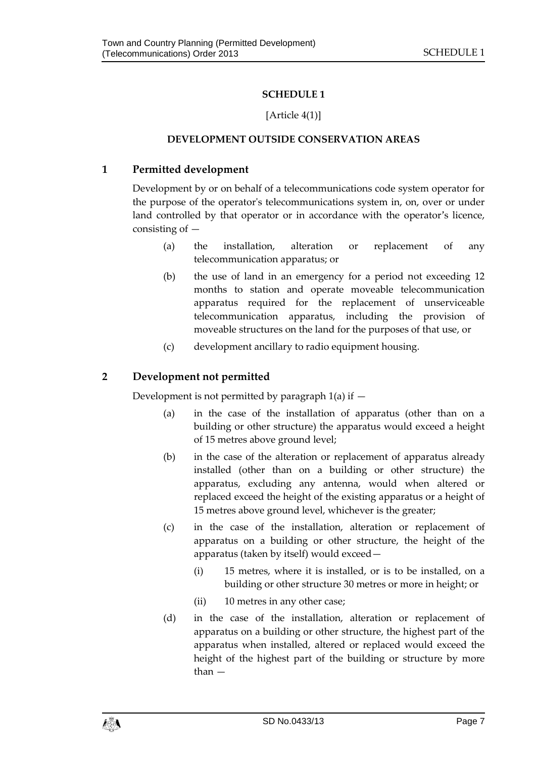# SCHEDULE 1

[Article 4(1)]

## DEVELOPMENT OUTSIDE CONSERVATION AREAS

### 1 Permitted development

Development by or on behalf of a telecommunications code system operator for the purpose of the operator's telecommunications system in, on, over or under land controlled by that operator or in accordance with the operator's licence, consisting of —

(a) the installation, alteration or replacement of any telecommunication apparatus; or

(b) the use of land in an emergency for a period not exceeding 12 months to station and operate moveable telecommunication apparatus required for the replacement of unserviceable telecommunication apparatus, including the provision of moveable structures on the land for the purposes of that use, or

(c) development ancillary to radio equipment housing.

### 2 Development not permitted

Development is not permitted by paragraph 1(a) if —

(a) in the case of the installation of apparatus (other than on a building or other structure) the apparatus would exceed a height of 15 metres above ground level;

(b) in the case of the alteration or replacement of apparatus already installed (other than on a building or other structure) the apparatus, excluding any antenna, would when altered or replaced exceed the height of the existing apparatus or a height of 15 metres above ground level, whichever is the greater;

(c) in the case of the installation, alteration or replacement of apparatus on a building or other structure, the height of the apparatus (taken by itself) would exceed—

(i) 15 metres, where it is installed, or is to be installed, on a building or other structure 30 metres or more in height; or

(ii) 10 metres in any other case;

(d) in the case of the installation, alteration or replacement of apparatus on a building or other structure, the highest part of the apparatus when installed, altered or replaced would exceed the height of the highest part of the building or structure by more than —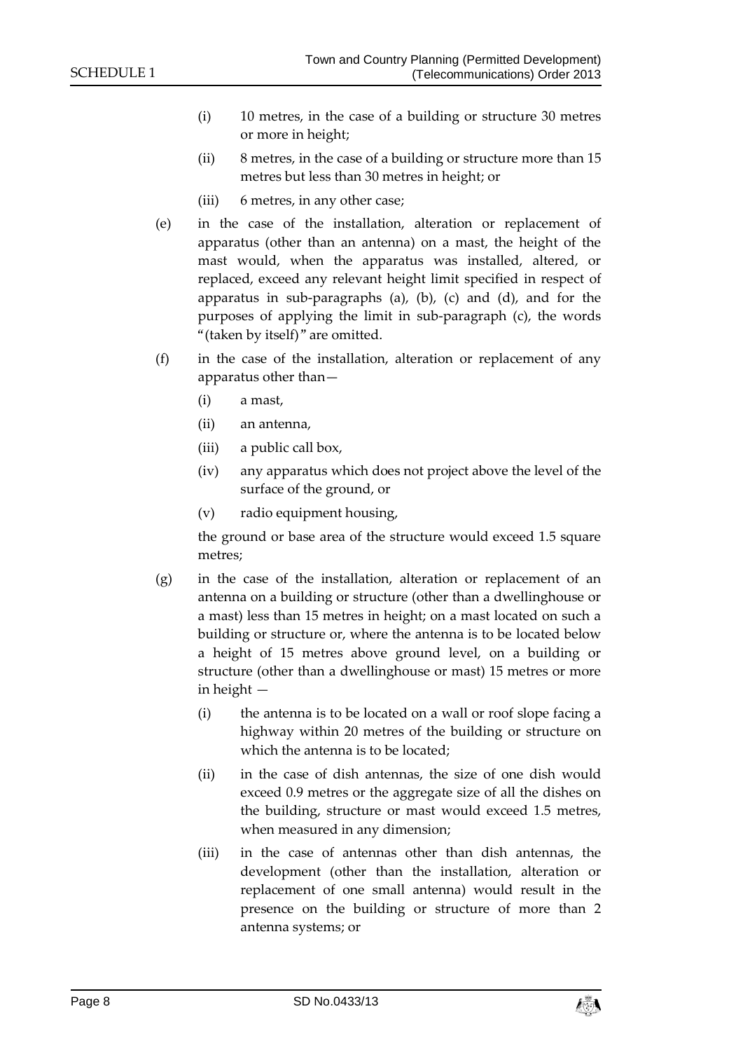(i) 10 metres, in the case of a building or structure 30 metres or more in height;

(ii) 8 metres, in the case of a building or structure more than 15 metres but less than 30 metres in height; or

(iii) 6 metres, in any other case;

(e) in the case of the installation, alteration or replacement of apparatus (other than an antenna) on a mast, the height of the mast would, when the apparatus was installed, altered, or replaced, exceed any relevant height limit specified in respect of apparatus in sub-paragraphs (a), (b), (c) and (d), and for the purposes of applying the limit in sub-paragraph (c), the words "(taken by itself)" are omitted.

(f) in the case of the installation, alteration or replacement of any apparatus other than—

(i) a mast,

(ii) an antenna,

(iii) a public call box,

(iv) any apparatus which does not project above the level of the surface of the ground, or

(v) radio equipment housing,

the ground or base area of the structure would exceed 1.5 square metres;

(g) in the case of the installation, alteration or replacement of an antenna on a building or structure (other than a dwellinghouse or a mast) less than 15 metres in height; on a mast located on such a building or structure or, where the antenna is to be located below a height of 15 metres above ground level, on a building or structure (other than a dwellinghouse or mast) 15 metres or more in height —

(i) the antenna is to be located on a wall or roof slope facing a highway within 20 metres of the building or structure on which the antenna is to be located;

(ii) in the case of dish antennas, the size of one dish would exceed 0.9 metres or the aggregate size of all the dishes on the building, structure or mast would exceed 1.5 metres, when measured in any dimension;

(iii) in the case of antennas other than dish antennas, the development (other than the installation, alteration or replacement of one small antenna) would result in the presence on the building or structure of more than 2 antenna systems; or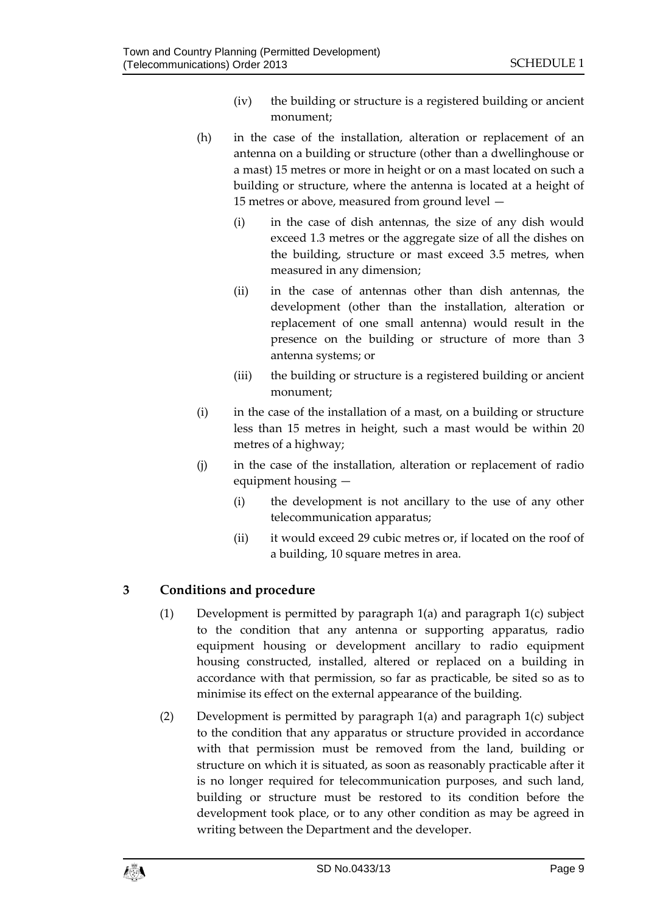(iv) the building or structure is a registered building or ancient monument;

(h) in the case of the installation, alteration or replacement of an antenna on a building or structure (other than a dwellinghouse or a mast) 15 metres or more in height or on a mast located on such a building or structure, where the antenna is located at a height of 15 metres or above, measured from ground level —

(i) in the case of dish antennas, the size of any dish would exceed 1.3 metres or the aggregate size of all the dishes on the building, structure or mast exceed 3.5 metres, when measured in any dimension;

(ii) in the case of antennas other than dish antennas, the development (other than the installation, alteration or replacement of one small antenna) would result in the presence on the building or structure of more than 3 antenna systems; or

(iii) the building or structure is a registered building or ancient monument;

(i) in the case of the installation of a mast, on a building or structure less than 15 metres in height, such a mast would be within 20 metres of a highway;

(j) in the case of the installation, alteration or replacement of radio equipment housing —

(i) the development is not ancillary to the use of any other telecommunication apparatus;

(ii) it would exceed 29 cubic metres or, if located on the roof of a building, 10 square metres in area.

## 3 Conditions and procedure

(1) Development is permitted by paragraph 1(a) and paragraph 1(c) subject to the condition that any antenna or supporting apparatus, radio equipment housing or development ancillary to radio equipment housing constructed, installed, altered or replaced on a building in accordance with that permission, so far as practicable, be sited so as to minimise its effect on the external appearance of the building.

(2) Development is permitted by paragraph 1(a) and paragraph 1(c) subject to the condition that any apparatus or structure provided in accordance with that permission must be removed from the land, building or structure on which it is situated, as soon as reasonably practicable after it is no longer required for telecommunication purposes, and such land, building or structure must be restored to its condition before the development took place, or to any other condition as may be agreed in writing between the Department and the developer.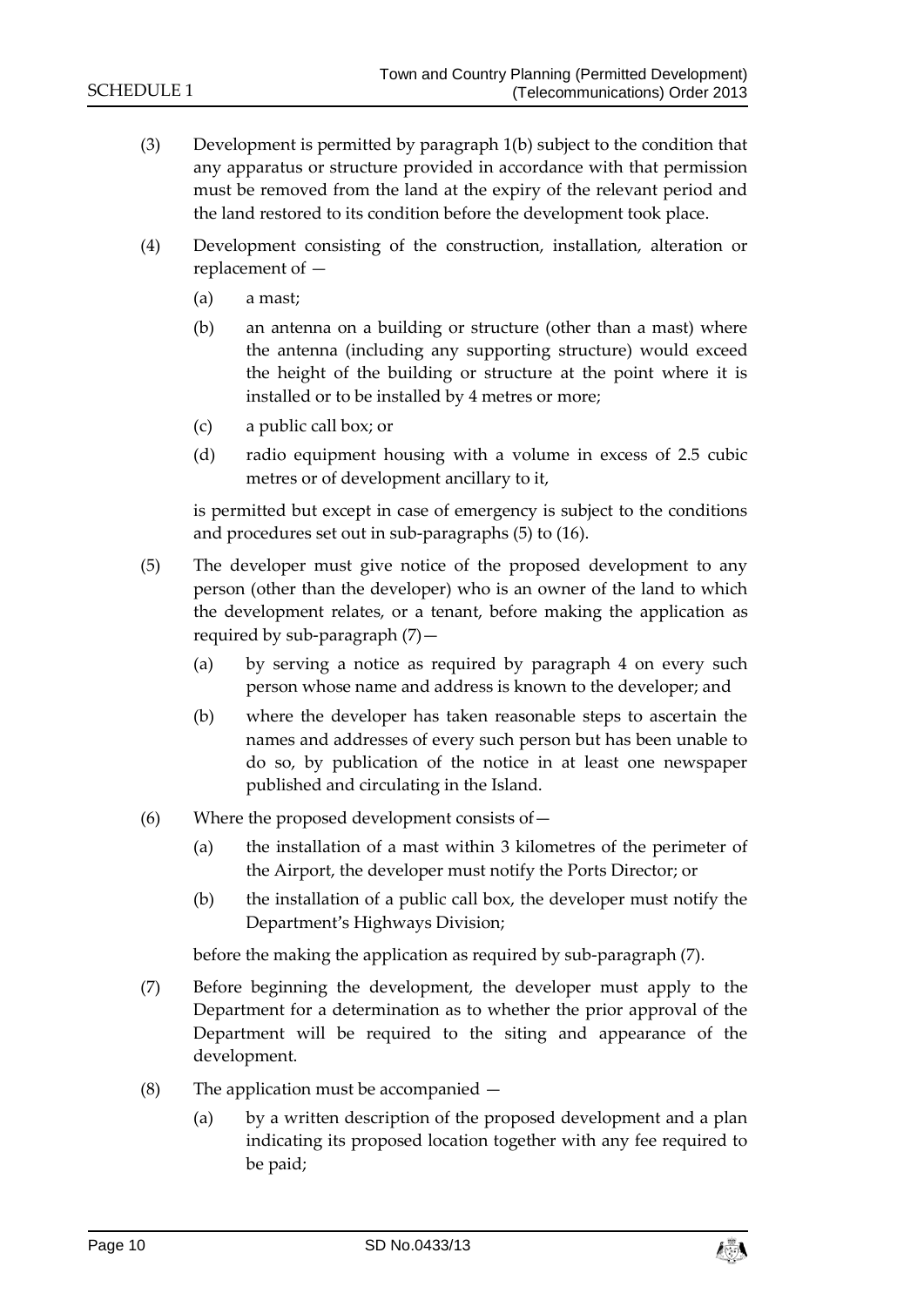(3) Development is permitted by paragraph 1(b) subject to the condition that any apparatus or structure provided in accordance with that permission must be removed from the land at the expiry of the relevant period and the land restored to its condition before the development took place.

(4) Development consisting of the construction, installation, alteration or replacement of —

(a) a mast;

(b) an antenna on a building or structure (other than a mast) where the antenna (including any supporting structure) would exceed the height of the building or structure at the point where it is installed or to be installed by 4 metres or more;

(c) a public call box; or

(d) radio equipment housing with a volume in excess of 2.5 cubic metres or of development ancillary to it,

is permitted but except in case of emergency is subject to the conditions and procedures set out in sub-paragraphs (5) to (16).

(5) The developer must give notice of the proposed development to any person (other than the developer) who is an owner of the land to which the development relates, or a tenant, before making the application as required by sub-paragraph (7)—

(a) by serving a notice as required by paragraph 4 on every such person whose name and address is known to the developer; and

(b) where the developer has taken reasonable steps to ascertain the names and addresses of every such person but has been unable to do so, by publication of the notice in at least one newspaper published and circulating in the Island.

(6) Where the proposed development consists of—

(a) the installation of a mast within 3 kilometres of the perimeter of the Airport, the developer must notify the Ports Director; or

(b) the installation of a public call box, the developer must notify the Department's Highways Division;

before the making the application as required by sub-paragraph (7).

(7) Before beginning the development, the developer must apply to the Department for a determination as to whether the prior approval of the Department will be required to the siting and appearance of the development.

(8) The application must be accompanied —

(a) by a written description of the proposed development and a plan indicating its proposed location together with any fee required to be paid;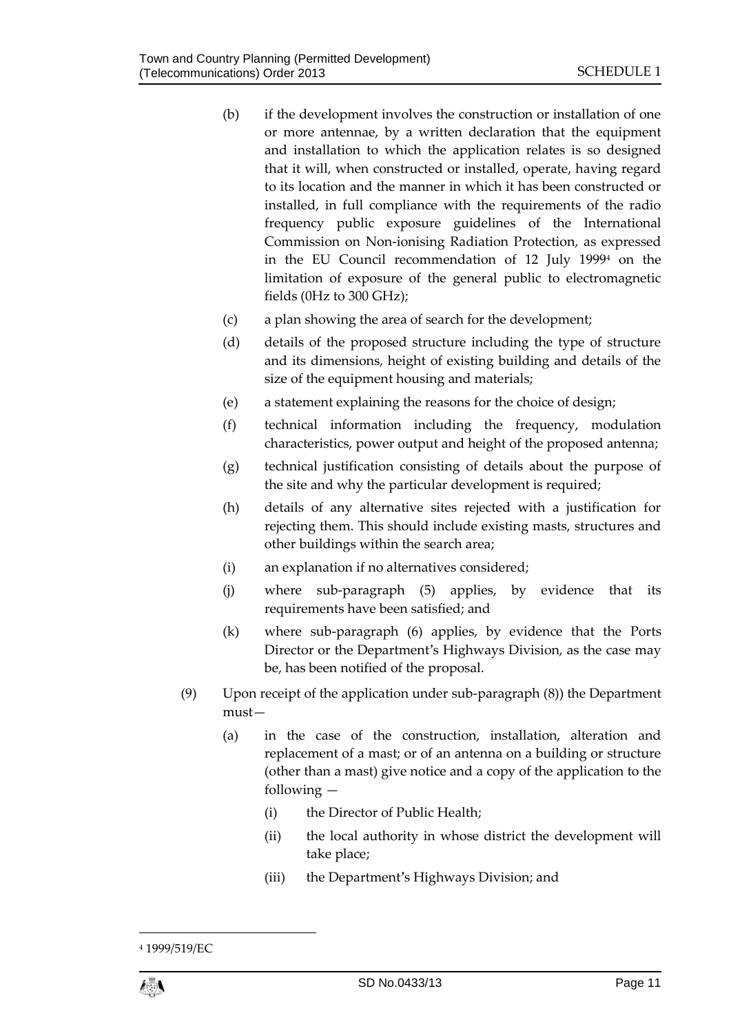(b) if the development involves the construction or installation of one or more antennae, by a written declaration that the equipment and installation to which the application relates is so designed that it will, when constructed or installed, operate, having regard to its location and the manner in which it has been constructed or installed, in full compliance with the requirements of the radio frequency public exposure guidelines of the International Commission on Non-ionising Radiation Protection, as expressed in the EU Council recommendation of 12 July 1999[4] on the limitation of exposure of the general public to electromagnetic fields (0Hz to 300 GHz);

(c) a plan showing the area of search for the development;

(d) details of the proposed structure including the type of structure and its dimensions, height of existing building and details of the size of the equipment housing and materials;

(e) a statement explaining the reasons for the choice of design;

(f) technical information including the frequency, modulation characteristics, power output and height of the proposed antenna;

(g) technical justification consisting of details about the purpose of the site and why the particular development is required;

(h) details of any alternative sites rejected with a justification for rejecting them. This should include existing masts, structures and other buildings within the search area;

(i) an explanation if no alternatives considered;

(j) where sub-paragraph (5) applies, by evidence that its requirements have been satisfied; and

(k) where sub-paragraph (6) applies, by evidence that the Ports Director or the Department's Highways Division, as the case may be, has been notified of the proposal.

(9) Upon receipt of the application under sub-paragraph (8)) the Department must—

(a) in the case of the construction, installation, alteration and replacement of a mast; or of an antenna on a building or structure (other than a mast) give notice and a copy of the application to the following —

(i) the Director of Public Health;

(ii) the local authority in whose district the development will take place;

(iii) the Department's Highways Division; and

[4] 1999/519/EC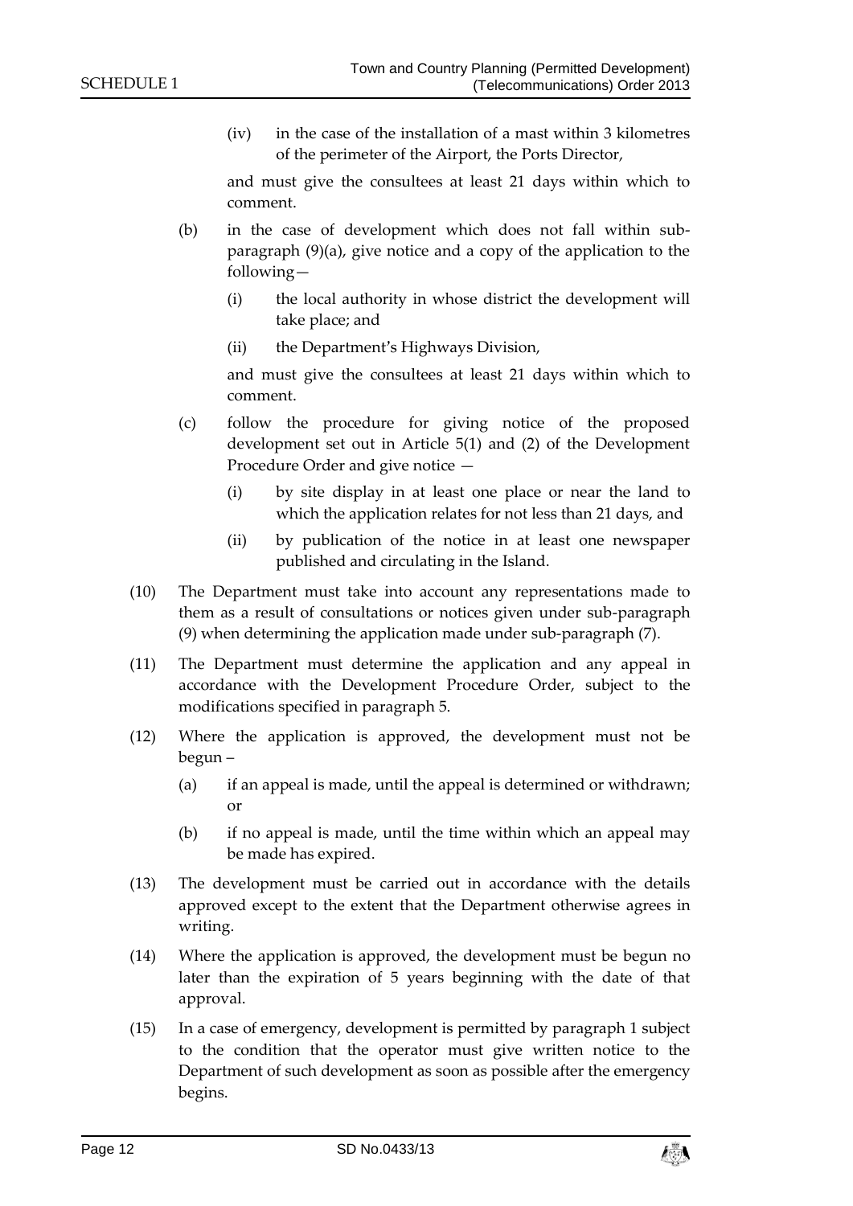(iv) in the case of the installation of a mast within 3 kilometres of the perimeter of the Airport, the Ports Director,

and must give the consultees at least 21 days within which to comment.

(b) in the case of development which does not fall within sub-paragraph (9)(a), give notice and a copy of the application to the following—

(i) the local authority in whose district the development will take place; and

(ii) the Department's Highways Division,

and must give the consultees at least 21 days within which to comment.

(c) follow the procedure for giving notice of the proposed development set out in Article 5(1) and (2) of the Development Procedure Order and give notice —

(i) by site display in at least one place or near the land to which the application relates for not less than 21 days, and

(ii) by publication of the notice in at least one newspaper published and circulating in the Island.

(10) The Department must take into account any representations made to them as a result of consultations or notices given under sub-paragraph (9) when determining the application made under sub-paragraph (7).

(11) The Department must determine the application and any appeal in accordance with the Development Procedure Order, subject to the modifications specified in paragraph 5.

(12) Where the application is approved, the development must not be begun –

(a) if an appeal is made, until the appeal is determined or withdrawn; or

(b) if no appeal is made, until the time within which an appeal may be made has expired.

(13) The development must be carried out in accordance with the details approved except to the extent that the Department otherwise agrees in writing.

(14) Where the application is approved, the development must be begun no later than the expiration of 5 years beginning with the date of that approval.

(15) In a case of emergency, development is permitted by paragraph 1 subject to the condition that the operator must give written notice to the Department of such development as soon as possible after the emergency begins.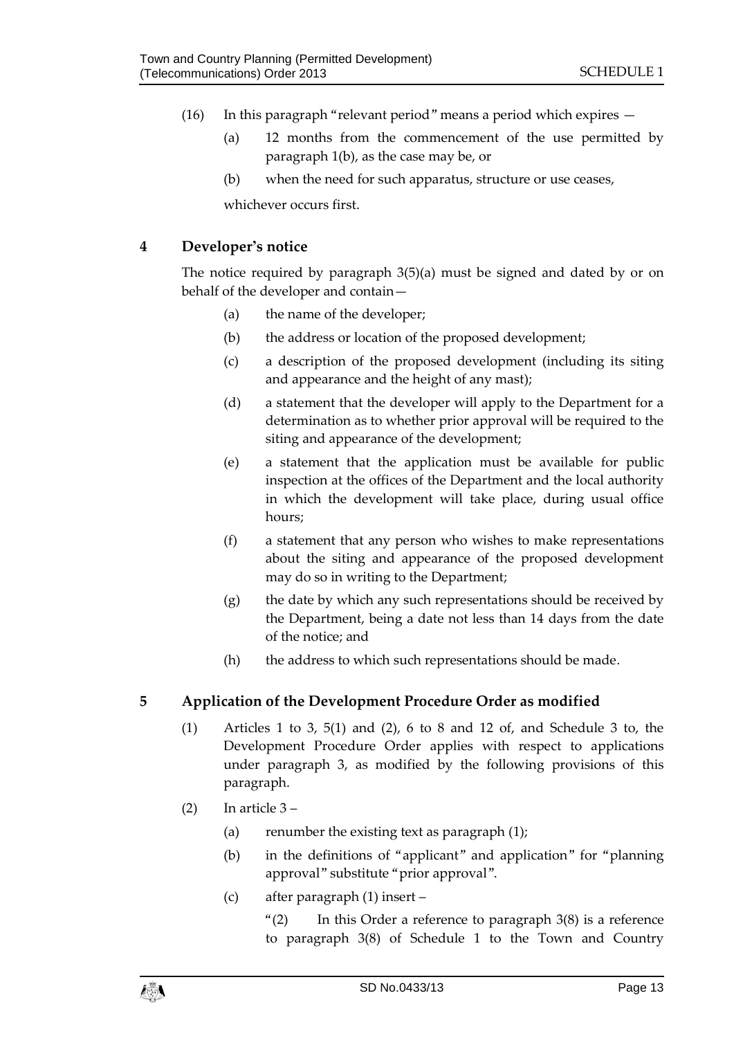(16) In this paragraph "relevant period" means a period which expires —

(a) 12 months from the commencement of the use permitted by paragraph 1(b), as the case may be, or

(b) when the need for such apparatus, structure or use ceases,

whichever occurs first.

## 4 Developer's notice

The notice required by paragraph 3(5)(a) must be signed and dated by or on behalf of the developer and contain—

(a) the name of the developer;

(b) the address or location of the proposed development;

(c) a description of the proposed development (including its siting and appearance and the height of any mast);

(d) a statement that the developer will apply to the Department for a determination as to whether prior approval will be required to the siting and appearance of the development;

(e) a statement that the application must be available for public inspection at the offices of the Department and the local authority in which the development will take place, during usual office hours;

(f) a statement that any person who wishes to make representations about the siting and appearance of the proposed development may do so in writing to the Department;

(g) the date by which any such representations should be received by the Department, being a date not less than 14 days from the date of the notice; and

(h) the address to which such representations should be made.

## 5 Application of the Development Procedure Order as modified

(1) Articles 1 to 3, 5(1) and (2), 6 to 8 and 12 of, and Schedule 3 to, the Development Procedure Order applies with respect to applications under paragraph 3, as modified by the following provisions of this paragraph.

(2) In article 3 –

(a) renumber the existing text as paragraph (1);

(b) in the definitions of "applicant" and application" for "planning approval" substitute "prior approval".

(c) after paragraph (1) insert –

"(2) In this Order a reference to paragraph 3(8) is a reference to paragraph 3(8) of Schedule 1 to the Town and Country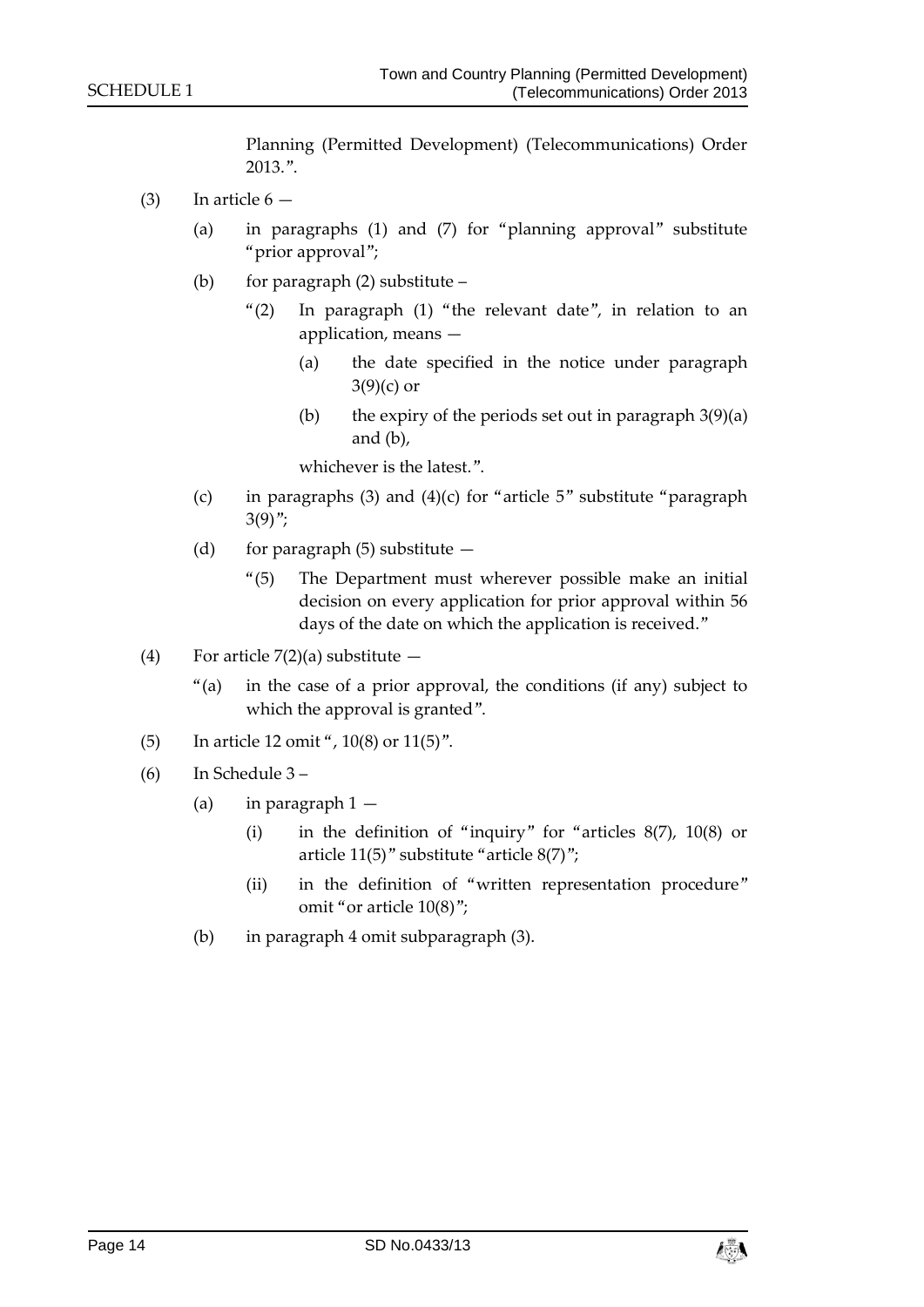Planning (Permitted Development) (Telecommunications) Order 2013.".

(3) In article 6 —

(a) in paragraphs (1) and (7) for "planning approval" substitute "prior approval";

(b) for paragraph (2) substitute –

"(2) In paragraph (1) "the relevant date", in relation to an application, means —

(a) the date specified in the notice under paragraph 3(9)(c) or

(b) the expiry of the periods set out in paragraph 3(9)(a) and (b),

whichever is the latest.".

(c) in paragraphs (3) and (4)(c) for "article 5" substitute "paragraph 3(9)";

(d) for paragraph (5) substitute —

"(5) The Department must wherever possible make an initial decision on every application for prior approval within 56 days of the date on which the application is received."

(4) For article 7(2)(a) substitute —

"(a) in the case of a prior approval, the conditions (if any) subject to which the approval is granted".

(5) In article 12 omit ", 10(8) or 11(5)".

(6) In Schedule 3 –

(a) in paragraph 1 —

(i) in the definition of "inquiry" for "articles 8(7), 10(8) or article 11(5)" substitute "article 8(7)";

(ii) in the definition of "written representation procedure" omit "or article 10(8)";

(b) in paragraph 4 omit subparagraph (3).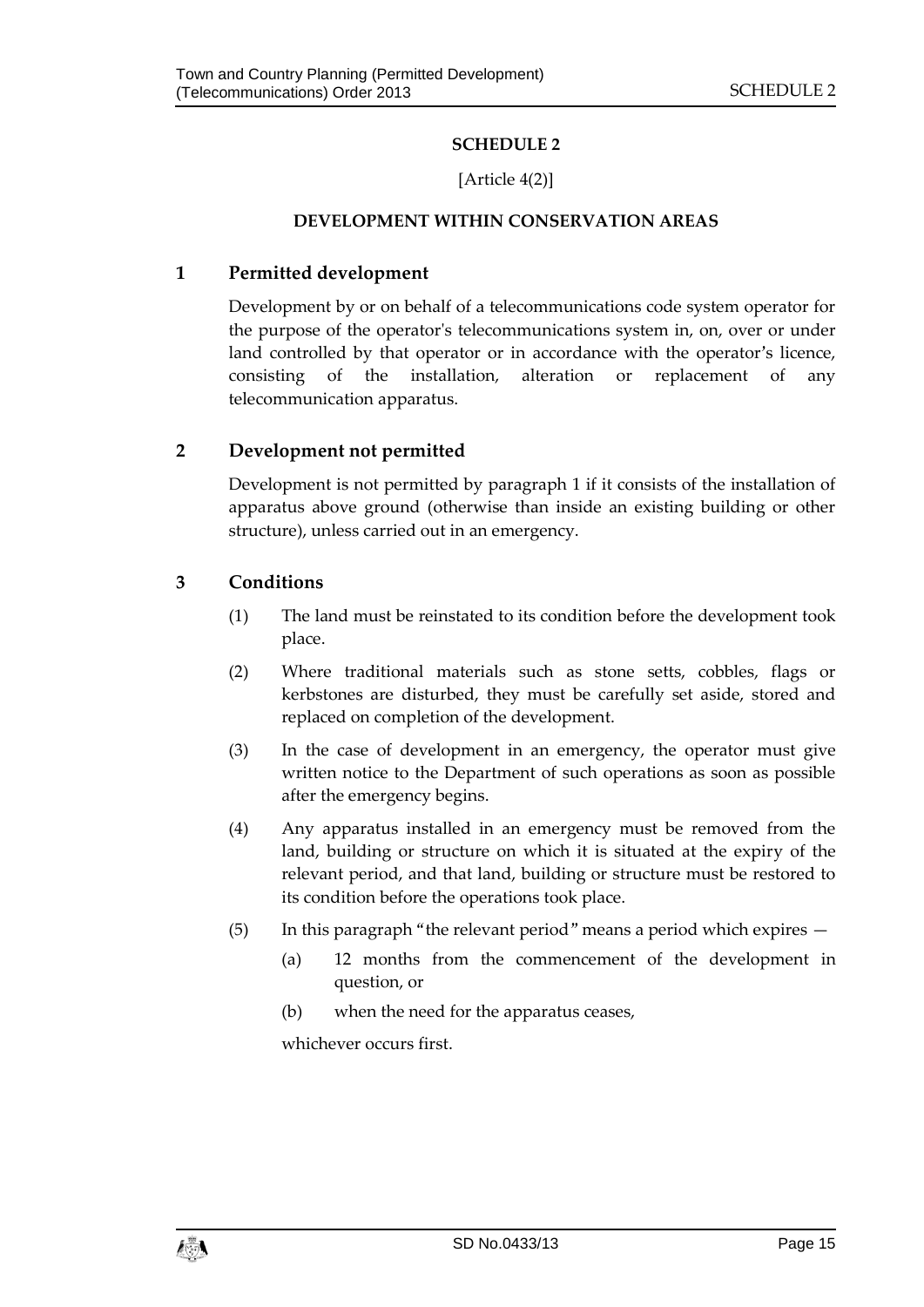## SCHEDULE 2

[Article 4(2)]

### DEVELOPMENT WITHIN CONSERVATION AREAS

### 1 Permitted development

Development by or on behalf of a telecommunications code system operator for the purpose of the operator's telecommunications system in, on, over or under land controlled by that operator or in accordance with the operator's licence, consisting of the installation, alteration or replacement of any telecommunication apparatus.

### 2 Development not permitted

Development is not permitted by paragraph 1 if it consists of the installation of apparatus above ground (otherwise than inside an existing building or other structure), unless carried out in an emergency.

### 3 Conditions

(1) The land must be reinstated to its condition before the development took place.

(2) Where traditional materials such as stone setts, cobbles, flags or kerbstones are disturbed, they must be carefully set aside, stored and replaced on completion of the development.

(3) In the case of development in an emergency, the operator must give written notice to the Department of such operations as soon as possible after the emergency begins.

(4) Any apparatus installed in an emergency must be removed from the land, building or structure on which it is situated at the expiry of the relevant period, and that land, building or structure must be restored to its condition before the operations took place.

(5) In this paragraph "the relevant period" means a period which expires —

(a) 12 months from the commencement of the development in question, or

(b) when the need for the apparatus ceases,

whichever occurs first.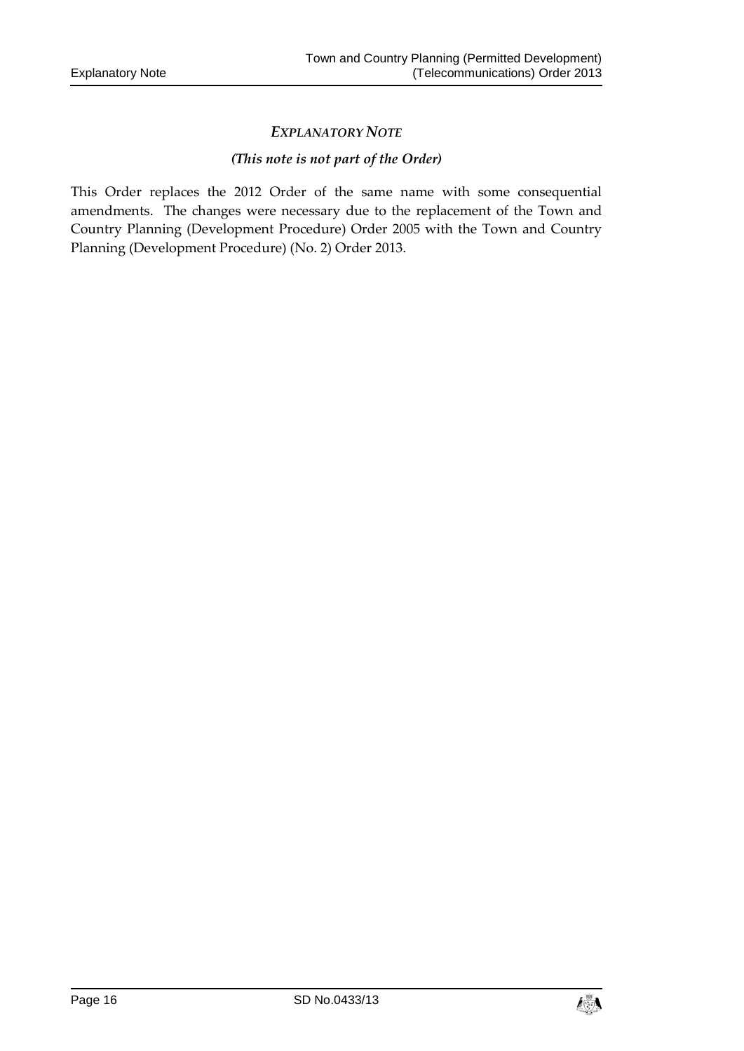## *EXPLANATORY NOTE*

***(This note is not part of the Order)***

This Order replaces the 2012 Order of the same name with some consequential amendments. The changes were necessary due to the replacement of the Town and Country Planning (Development Procedure) Order 2005 with the Town and Country Planning (Development Procedure) (No. 2) Order 2013.